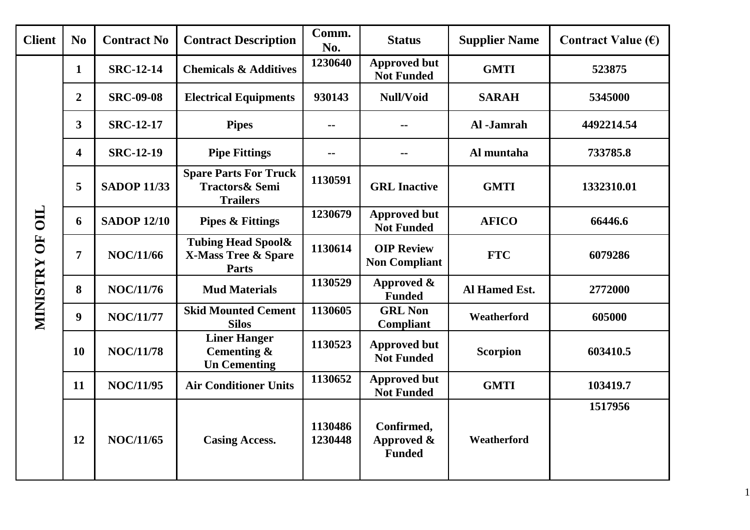| Client | No | Contract No | Contract Description | Comm. No. | Status | Supplier Name | Contract Value (€) |
|---|---|---|---|---|---|---|---|
| MINISTRY OF OIL | 1 | SRC-12-14 | Chemicals & Additives | 1230640 | Approved but Not Funded | GMTI | 523875 |
| | 2 | SRC-09-08 | Electrical Equipments | 930143 | Null/Void | SARAH | 5345000 |
| | 3 | SRC-12-17 | Pipes | -- | -- | Al -Jamrah | 4492214.54 |
| | 4 | SRC-12-19 | Pipe Fittings | -- | -- | Al muntaha | 733785.8 |
| | 5 | SADOP 11/33 | Spare Parts For Truck Tractors& Semi Trailers | 1130591 | GRL Inactive | GMTI | 1332310.01 |
| | 6 | SADOP 12/10 | Pipes & Fittings | 1230679 | Approved but Not Funded | AFICO | 66446.6 |
| | 7 | NOC/11/66 | Tubing Head Spool& X-Mass Tree & Spare Parts | 1130614 | OIP Review Non Compliant | FTC | 6079286 |
| | 8 | NOC/11/76 | Mud Materials | 1130529 | Approved & Funded | Al Hamed Est. | 2772000 |
| | 9 | NOC/11/77 | Skid Mounted Cement Silos | 1130605 | GRL Non Compliant | Weatherford | 605000 |
| | 10 | NOC/11/78 | Liner Hanger Cementing & Un Cementing | 1130523 | Approved but Not Funded | Scorpion | 603410.5 |
| | 11 | NOC/11/95 | Air Conditioner Units | 1130652 | Approved but Not Funded | GMTI | 103419.7 |
| | 12 | NOC/11/65 | Casing Access. | 1130486 1230448 | Confirmed, Approved & Funded | Weatherford | 1517956 |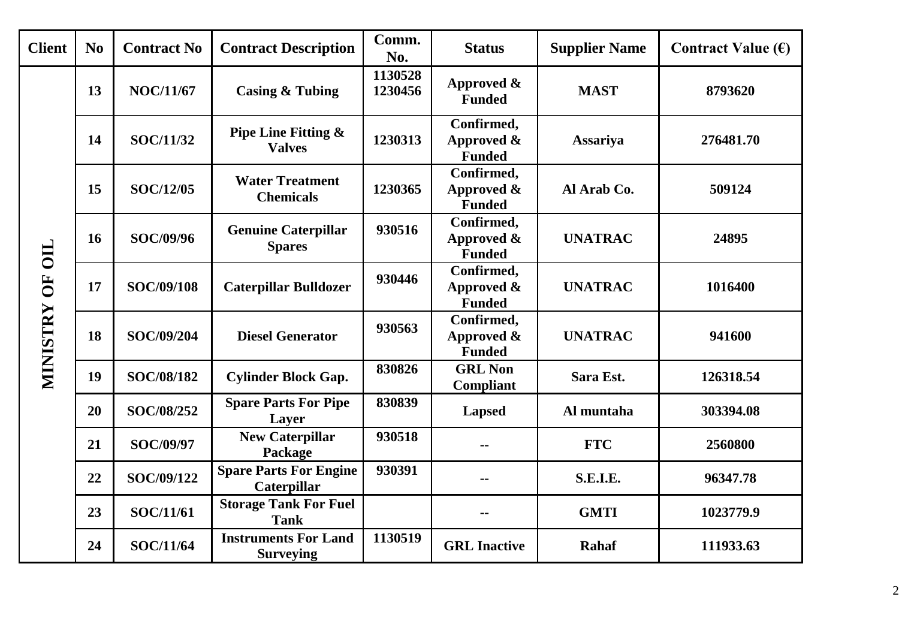| Client | No | Contract No | Contract Description | Comm. No. | Status | Supplier Name | Contract Value (€) |
|---|---|---|---|---|---|---|---|
| MINISTRY OF OIL | 13 | NOC/11/67 | Casing & Tubing | 1130528 1230456 | Approved & Funded | MAST | 8793620 |
| | 14 | SOC/11/32 | Pipe Line Fitting & Valves | 1230313 | Confirmed, Approved & Funded | Assariya | 276481.70 |
| | 15 | SOC/12/05 | Water Treatment Chemicals | 1230365 | Confirmed, Approved & Funded | Al Arab Co. | 509124 |
| | 16 | SOC/09/96 | Genuine Caterpillar Spares | 930516 | Confirmed, Approved & Funded | UNATRAC | 24895 |
| | 17 | SOC/09/108 | Caterpillar Bulldozer | 930446 | Confirmed, Approved & Funded | UNATRAC | 1016400 |
| | 18 | SOC/09/204 | Diesel Generator | 930563 | Confirmed, Approved & Funded | UNATRAC | 941600 |
| | 19 | SOC/08/182 | Cylinder Block Gap. | 830826 | GRL Non Compliant | Sara Est. | 126318.54 |
| | 20 | SOC/08/252 | Spare Parts For Pipe Layer | 830839 | Lapsed | Al muntaha | 303394.08 |
| | 21 | SOC/09/97 | New Caterpillar Package | 930518 | -- | FTC | 2560800 |
| | 22 | SOC/09/122 | Spare Parts For Engine Caterpillar | 930391 | -- | S.E.I.E. | 96347.78 |
| | 23 | SOC/11/61 | Storage Tank For Fuel Tank | | -- | GMTI | 1023779.9 |
| | 24 | SOC/11/64 | Instruments For Land Surveying | 1130519 | GRL Inactive | Rahaf | 111933.63 |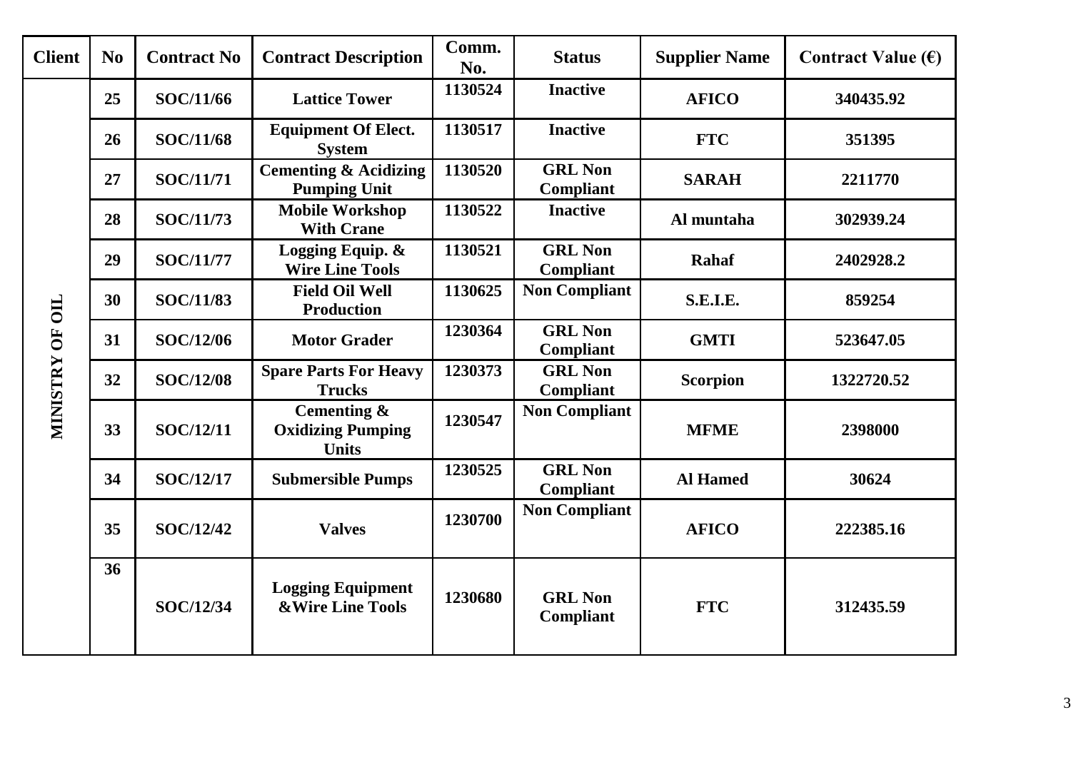| Client | No | Contract No | Contract Description | Comm. No. | Status | Supplier Name | Contract Value (€) |
|---|---|---|---|---|---|---|---|
| MINISTRY OF OIL | 25 | SOC/11/66 | Lattice Tower | 1130524 | Inactive | AFICO | 340435.92 |
| | 26 | SOC/11/68 | Equipment Of Elect. System | 1130517 | Inactive | FTC | 351395 |
| | 27 | SOC/11/71 | Cementing & Acidizing Pumping Unit | 1130520 | GRL Non Compliant | SARAH | 2211770 |
| | 28 | SOC/11/73 | Mobile Workshop With Crane | 1130522 | Inactive | Al muntaha | 302939.24 |
| | 29 | SOC/11/77 | Logging Equip. & Wire Line Tools | 1130521 | GRL Non Compliant | Rahaf | 2402928.2 |
| | 30 | SOC/11/83 | Field Oil Well Production | 1130625 | Non Compliant | S.E.I.E. | 859254 |
| | 31 | SOC/12/06 | Motor Grader | 1230364 | GRL Non Compliant | GMTI | 523647.05 |
| | 32 | SOC/12/08 | Spare Parts For Heavy Trucks | 1230373 | GRL Non Compliant | Scorpion | 1322720.52 |
| | 33 | SOC/12/11 | Cementing & Oxidizing Pumping Units | 1230547 | Non Compliant | MFME | 2398000 |
| | 34 | SOC/12/17 | Submersible Pumps | 1230525 | GRL Non Compliant | Al Hamed | 30624 |
| | 35 | SOC/12/42 | Valves | 1230700 | Non Compliant | AFICO | 222385.16 |
| | 36 | SOC/12/34 | Logging Equipment &Wire Line Tools | 1230680 | GRL Non Compliant | FTC | 312435.59 |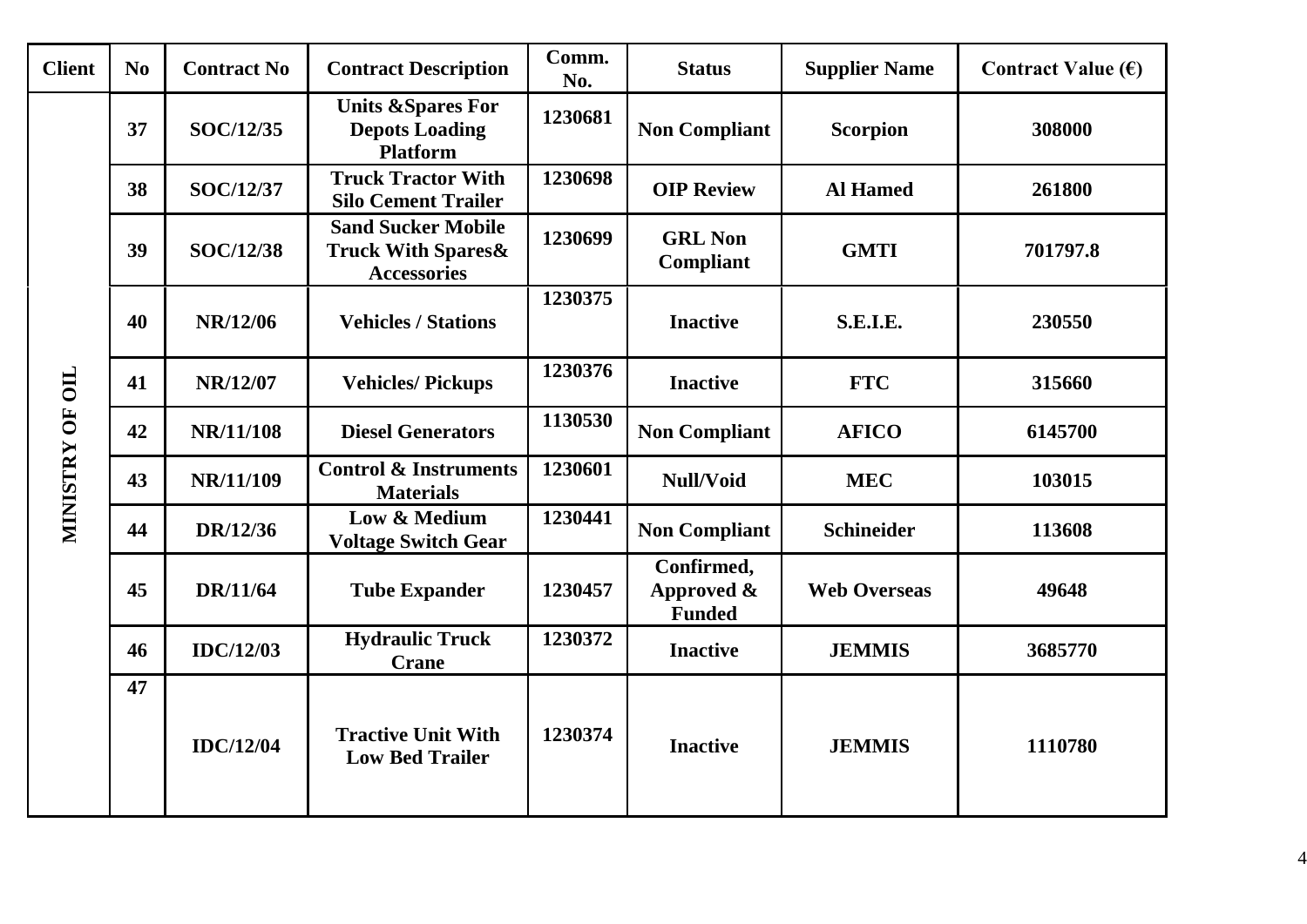| Client | No | Contract No | Contract Description | Comm. No. | Status | Supplier Name | Contract Value (€) |
|---|---|---|---|---|---|---|---|
| MINISTRY OF OIL | 37 | SOC/12/35 | Units &Spares For Depots Loading Platform | 1230681 | Non Compliant | Scorpion | 308000 |
| | 38 | SOC/12/37 | Truck Tractor With Silo Cement Trailer | 1230698 | OIP Review | Al Hamed | 261800 |
| | 39 | SOC/12/38 | Sand Sucker Mobile Truck With Spares& Accessories | 1230699 | GRL Non Compliant | GMTI | 701797.8 |
| | 40 | NR/12/06 | Vehicles / Stations | 1230375 | Inactive | S.E.I.E. | 230550 |
| | 41 | NR/12/07 | Vehicles/ Pickups | 1230376 | Inactive | FTC | 315660 |
| | 42 | NR/11/108 | Diesel Generators | 1130530 | Non Compliant | AFICO | 6145700 |
| | 43 | NR/11/109 | Control & Instruments Materials | 1230601 | Null/Void | MEC | 103015 |
| | 44 | DR/12/36 | Low & Medium Voltage Switch Gear | 1230441 | Non Compliant | Schineider | 113608 |
| | 45 | DR/11/64 | Tube Expander | 1230457 | Confirmed, Approved & Funded | Web Overseas | 49648 |
| | 46 | IDC/12/03 | Hydraulic Truck Crane | 1230372 | Inactive | JEMMIS | 3685770 |
| | 47 | IDC/12/04 | Tractive Unit With Low Bed Trailer | 1230374 | Inactive | JEMMIS | 1110780 |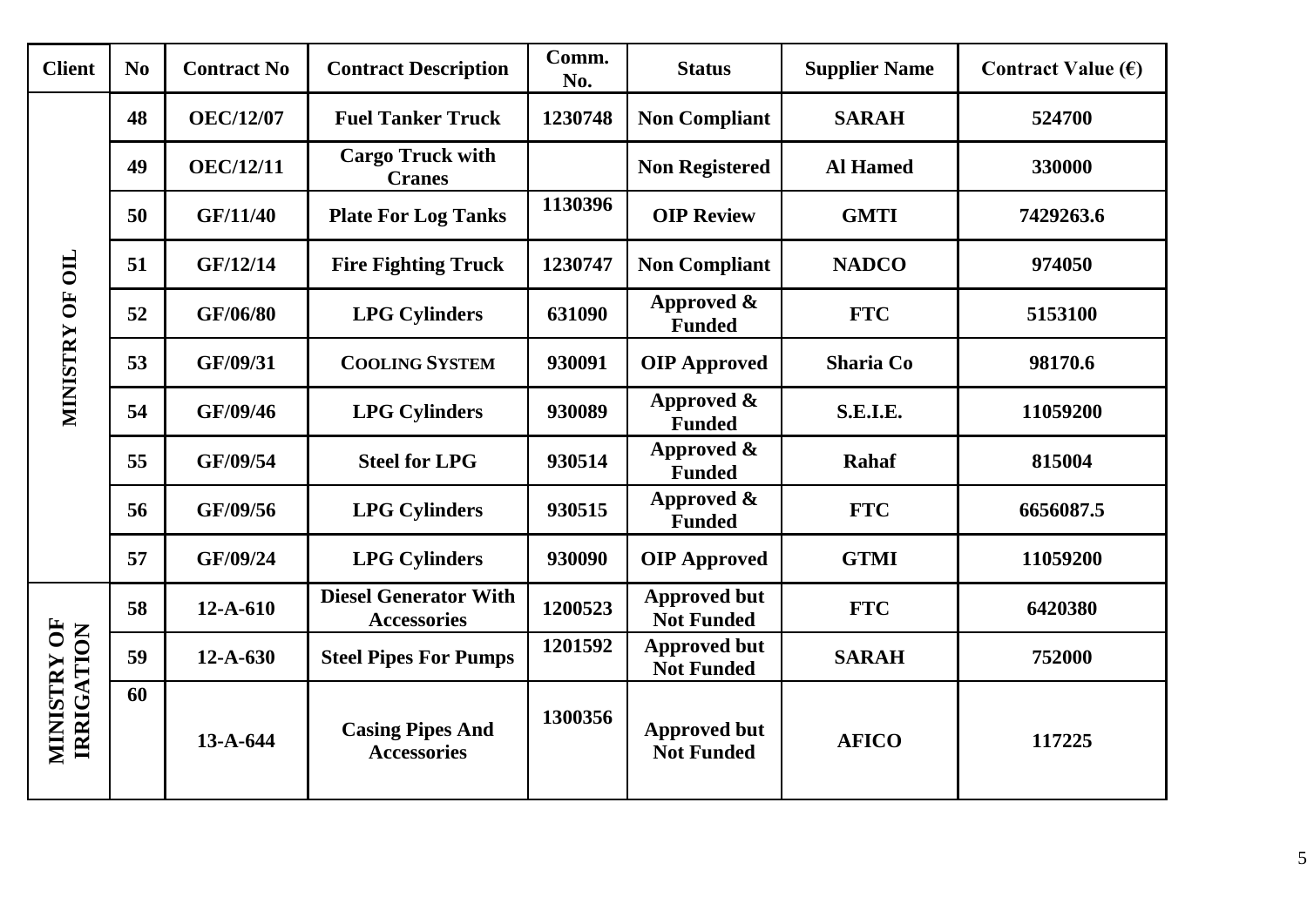| Client | No | Contract No | Contract Description | Comm. No. | Status | Supplier Name | Contract Value (€) |
|---|---|---|---|---|---|---|---|
| MINISTRY OF OIL | 48 | OEC/12/07 | Fuel Tanker Truck | 1230748 | Non Compliant | SARAH | 524700 |
| | 49 | OEC/12/11 | Cargo Truck with Cranes | | Non Registered | Al Hamed | 330000 |
| | 50 | GF/11/40 | Plate For Log Tanks | 1130396 | OIP Review | GMTI | 7429263.6 |
| | 51 | GF/12/14 | Fire Fighting Truck | 1230747 | Non Compliant | NADCO | 974050 |
| | 52 | GF/06/80 | LPG Cylinders | 631090 | Approved & Funded | FTC | 5153100 |
| | 53 | GF/09/31 | COOLING SYSTEM | 930091 | OIP Approved | Sharia Co | 98170.6 |
| | 54 | GF/09/46 | LPG Cylinders | 930089 | Approved & Funded | S.E.I.E. | 11059200 |
| | 55 | GF/09/54 | Steel for LPG | 930514 | Approved & Funded | Rahaf | 815004 |
| | 56 | GF/09/56 | LPG Cylinders | 930515 | Approved & Funded | FTC | 6656087.5 |
| | 57 | GF/09/24 | LPG Cylinders | 930090 | OIP Approved | GTMI | 11059200 |
| MINISTRY OF IRRIGATION | 58 | 12-A-610 | Diesel Generator With Accessories | 1200523 | Approved but Not Funded | FTC | 6420380 |
| | 59 | 12-A-630 | Steel Pipes For Pumps | 1201592 | Approved but Not Funded | SARAH | 752000 |
| | 60 | 13-A-644 | Casing Pipes And Accessories | 1300356 | Approved but Not Funded | AFICO | 117225 |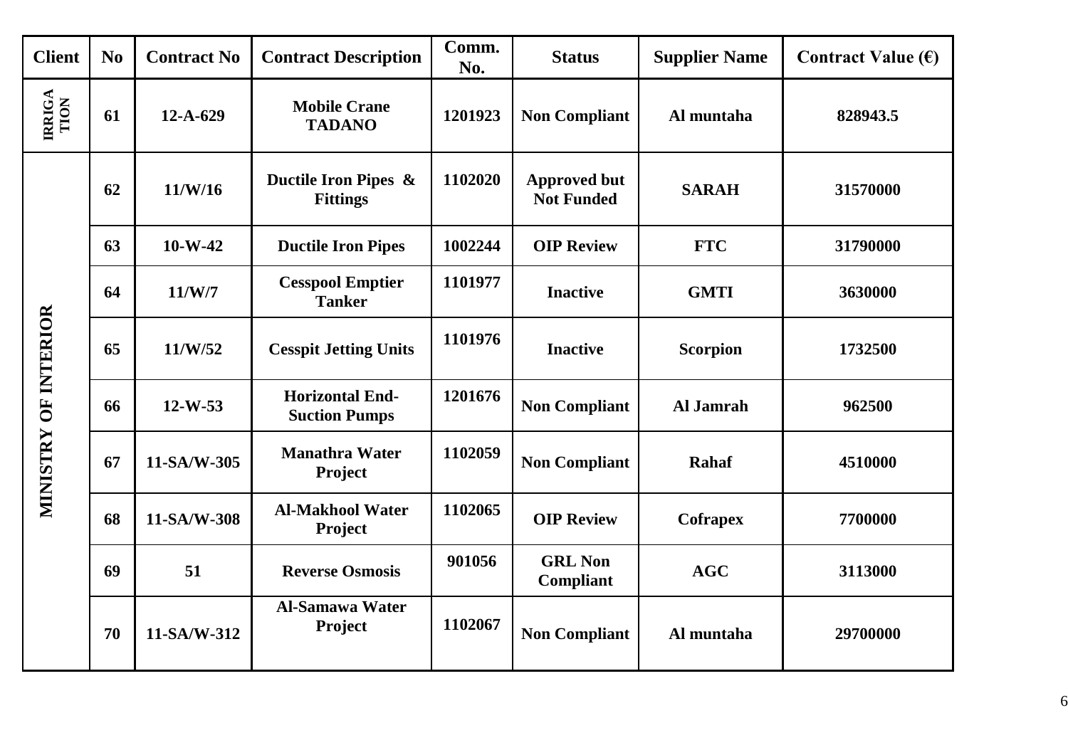| Client | No | Contract No | Contract Description | Comm. No. | Status | Supplier Name | Contract Value (€) |
|---|---|---|---|---|---|---|---|
| IRRIGATION | 61 | 12-A-629 | Mobile Crane TADANO | 1201923 | Non Compliant | Al muntaha | 828943.5 |
| MINISTRY OF INTERIOR | 62 | 11/W/16 | Ductile Iron Pipes & Fittings | 1102020 | Approved but Not Funded | SARAH | 31570000 |
| | 63 | 10-W-42 | Ductile Iron Pipes | 1002244 | OIP Review | FTC | 31790000 |
| | 64 | 11/W/7 | Cesspool Emptier Tanker | 1101977 | Inactive | GMTI | 3630000 |
| | 65 | 11/W/52 | Cesspit Jetting Units | 1101976 | Inactive | Scorpion | 1732500 |
| | 66 | 12-W-53 | Horizontal End-Suction Pumps | 1201676 | Non Compliant | Al Jamrah | 962500 |
| | 67 | 11-SA/W-305 | Manathra Water Project | 1102059 | Non Compliant | Rahaf | 4510000 |
| | 68 | 11-SA/W-308 | Al-Makhool Water Project | 1102065 | OIP Review | Cofrapex | 7700000 |
| | 69 | 51 | Reverse Osmosis | 901056 | GRL Non Compliant | AGC | 3113000 |
| | 70 | 11-SA/W-312 | Al-Samawa Water Project | 1102067 | Non Compliant | Al muntaha | 29700000 |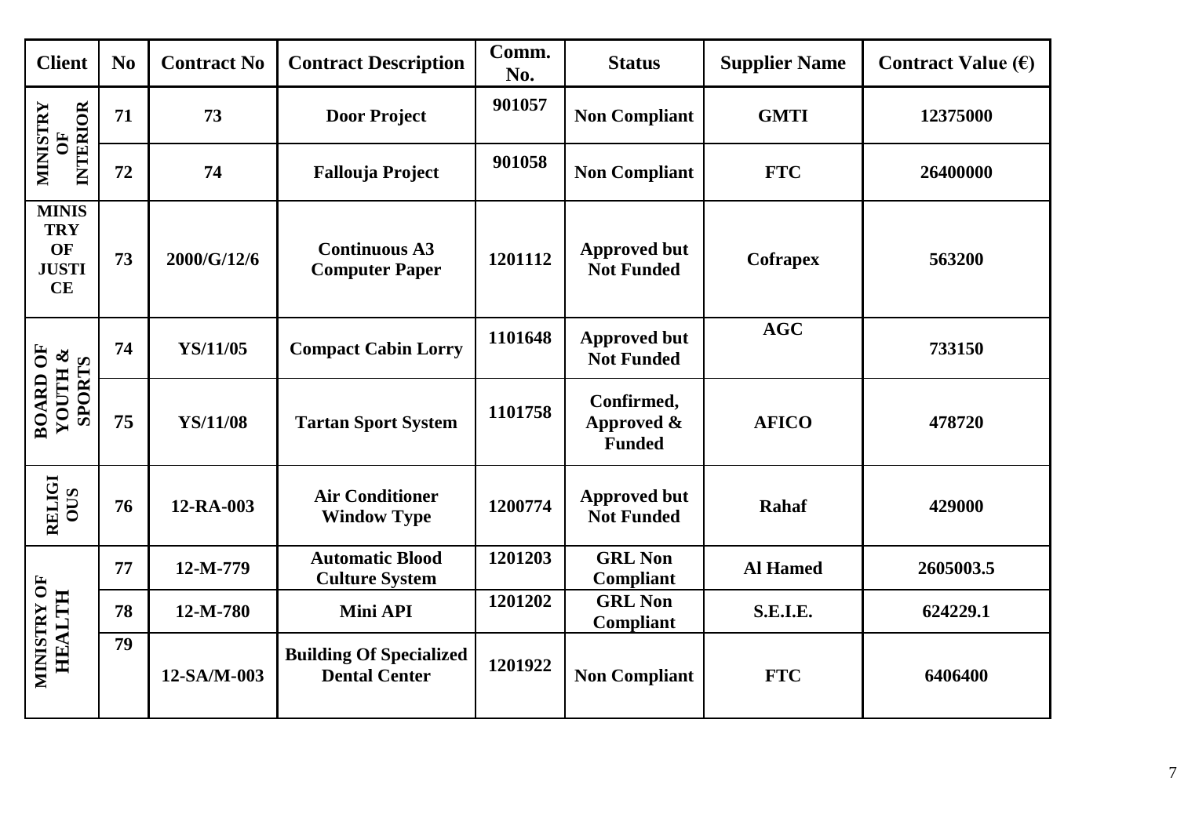| Client | No | Contract No | Contract Description | Comm. No. | Status | Supplier Name | Contract Value (€) |
|---|---|---|---|---|---|---|---|
| MINISTRY OF INTERIOR | 71 | 73 | Door Project | 901057 | Non Compliant | GMTI | 12375000 |
| | 72 | 74 | Fallouja Project | 901058 | Non Compliant | FTC | 26400000 |
| MINISTRY OF JUSTICE | 73 | 2000/G/12/6 | Continuous A3 Computer Paper | 1201112 | Approved but Not Funded | Cofrapex | 563200 |
| BOARD OF YOUTH & SPORTS | 74 | YS/11/05 | Compact Cabin Lorry | 1101648 | Approved but Not Funded | AGC | 733150 |
| | 75 | YS/11/08 | Tartan Sport System | 1101758 | Confirmed, Approved & Funded | AFICO | 478720 |
| RELIGIOUS | 76 | 12-RA-003 | Air Conditioner Window Type | 1200774 | Approved but Not Funded | Rahaf | 429000 |
| MINISTRY OF HEALTH | 77 | 12-M-779 | Automatic Blood Culture System | 1201203 | GRL Non Compliant | Al Hamed | 2605003.5 |
| | 78 | 12-M-780 | Mini API | 1201202 | GRL Non Compliant | S.E.I.E. | 624229.1 |
| | 79 | 12-SA/M-003 | Building Of Specialized Dental Center | 1201922 | Non Compliant | FTC | 6406400 |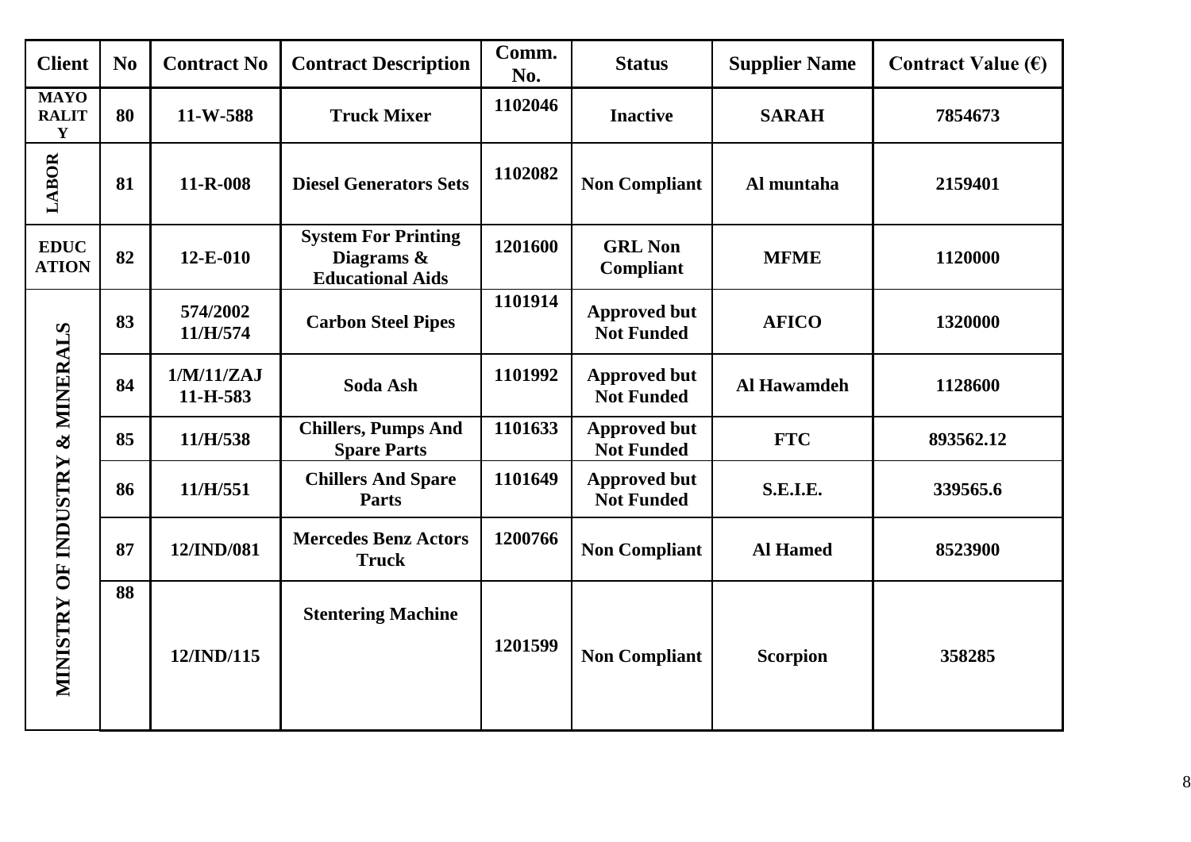| Client | No | Contract No | Contract Description | Comm. No. | Status | Supplier Name | Contract Value (€) |
|---|---|---|---|---|---|---|---|
| MAYORALITY | 80 | 11-W-588 | Truck Mixer | 1102046 | Inactive | SARAH | 7854673 |
| LABOR | 81 | 11-R-008 | Diesel Generators Sets | 1102082 | Non Compliant | Al muntaha | 2159401 |
| EDUCATION | 82 | 12-E-010 | System For Printing Diagrams & Educational Aids | 1201600 | GRL Non Compliant | MFME | 1120000 |
| MINISTRY OF INDUSTRY & MINERALS | 83 | 574/2002 11/H/574 | Carbon Steel Pipes | 1101914 | Approved but Not Funded | AFICO | 1320000 |
| | 84 | 1/M/11/ZAJ 11-H-583 | Soda Ash | 1101992 | Approved but Not Funded | Al Hawamdeh | 1128600 |
| | 85 | 11/H/538 | Chillers, Pumps And Spare Parts | 1101633 | Approved but Not Funded | FTC | 893562.12 |
| | 86 | 11/H/551 | Chillers And Spare Parts | 1101649 | Approved but Not Funded | S.E.I.E. | 339565.6 |
| | 87 | 12/IND/081 | Mercedes Benz Actors Truck | 1200766 | Non Compliant | Al Hamed | 8523900 |
| | 88 | 12/IND/115 | Stentering Machine | 1201599 | Non Compliant | Scorpion | 358285 |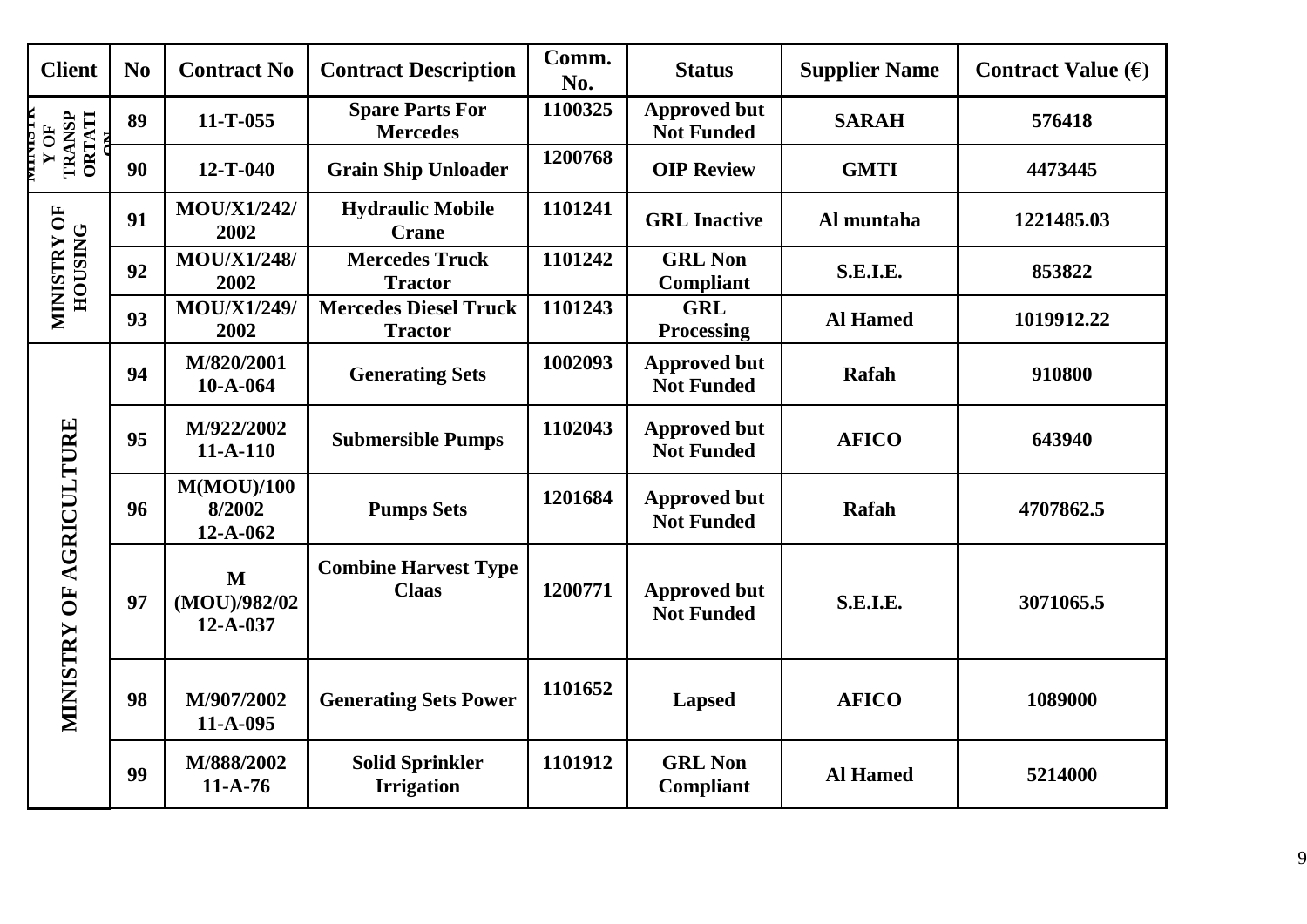| Client | No | Contract No | Contract Description | Comm. No. | Status | Supplier Name | Contract Value (€) |
|---|---|---|---|---|---|---|---|
| MINISTRY OF TRANSPORTATION | 89 | 11-T-055 | Spare Parts For Mercedes | 1100325 | Approved but Not Funded | SARAH | 576418 |
| | 90 | 12-T-040 | Grain Ship Unloader | 1200768 | OIP Review | GMTI | 4473445 |
| MINISTRY OF HOUSING | 91 | MOU/X1/242/ 2002 | Hydraulic Mobile Crane | 1101241 | GRL Inactive | Al muntaha | 1221485.03 |
| | 92 | MOU/X1/248/ 2002 | Mercedes Truck Tractor | 1101242 | GRL Non Compliant | S.E.I.E. | 853822 |
| | 93 | MOU/X1/249/ 2002 | Mercedes Diesel Truck Tractor | 1101243 | GRL Processing | Al Hamed | 1019912.22 |
| MINISTRY OF AGRICULTURE | 94 | M/820/2001 10-A-064 | Generating Sets | 1002093 | Approved but Not Funded | Rafah | 910800 |
| | 95 | M/922/2002 11-A-110 | Submersible Pumps | 1102043 | Approved but Not Funded | AFICO | 643940 |
| | 96 | M(MOU)/100 8/2002 12-A-062 | Pumps Sets | 1201684 | Approved but Not Funded | Rafah | 4707862.5 |
| | 97 | M (MOU)/982/02 12-A-037 | Combine Harvest Type Claas | 1200771 | Approved but Not Funded | S.E.I.E. | 3071065.5 |
| | 98 | M/907/2002 11-A-095 | Generating Sets Power | 1101652 | Lapsed | AFICO | 1089000 |
| | 99 | M/888/2002 11-A-76 | Solid Sprinkler Irrigation | 1101912 | GRL Non Compliant | Al Hamed | 5214000 |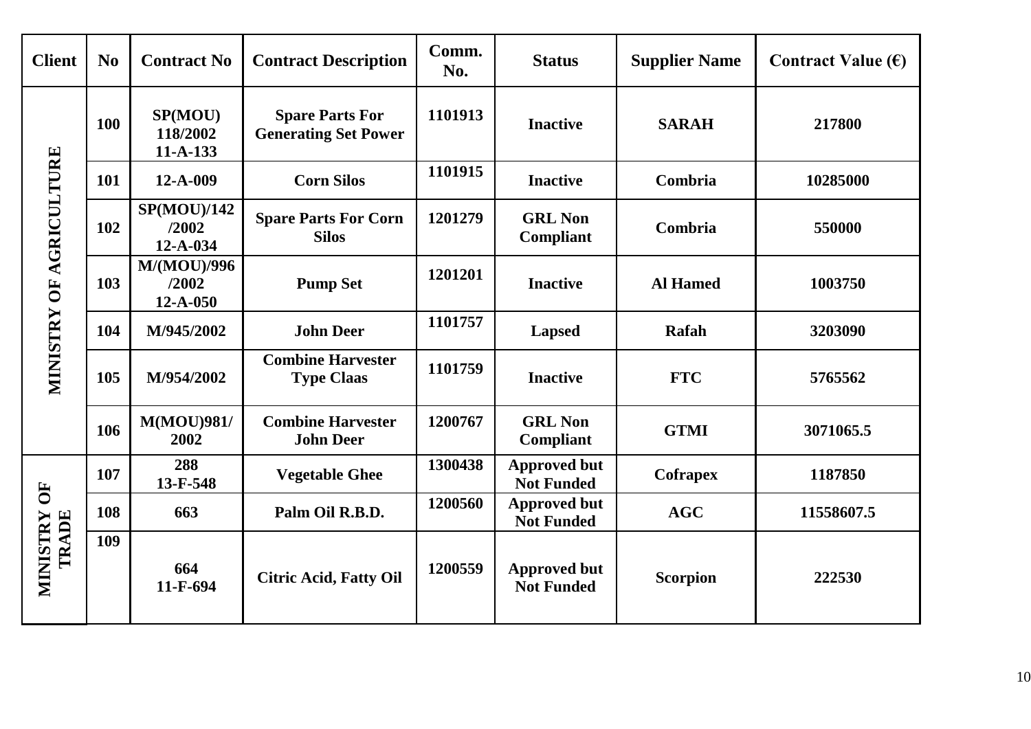| Client | No | Contract No | Contract Description | Comm. No. | Status | Supplier Name | Contract Value (€) |
|---|---|---|---|---|---|---|---|
| MINISTRY OF AGRICULTURE | 100 | SP(MOU) 118/2002 11-A-133 | Spare Parts For Generating Set Power | 1101913 | Inactive | SARAH | 217800 |
| | 101 | 12-A-009 | Corn Silos | 1101915 | Inactive | Combria | 10285000 |
| | 102 | SP(MOU)/142 /2002 12-A-034 | Spare Parts For Corn Silos | 1201279 | GRL Non Compliant | Combria | 550000 |
| | 103 | M/(MOU)/996 /2002 12-A-050 | Pump Set | 1201201 | Inactive | Al Hamed | 1003750 |
| | 104 | M/945/2002 | John Deer | 1101757 | Lapsed | Rafah | 3203090 |
| | 105 | M/954/2002 | Combine Harvester Type Claas | 1101759 | Inactive | FTC | 5765562 |
| | 106 | M(MOU)981/ 2002 | Combine Harvester John Deer | 1200767 | GRL Non Compliant | GTMI | 3071065.5 |
| MINISTRY OF TRADE | 107 | 288 13-F-548 | Vegetable Ghee | 1300438 | Approved but Not Funded | Cofrapex | 1187850 |
| | 108 | 663 | Palm Oil R.B.D. | 1200560 | Approved but Not Funded | AGC | 11558607.5 |
| | 109 | 664 11-F-694 | Citric Acid, Fatty Oil | 1200559 | Approved but Not Funded | Scorpion | 222530 |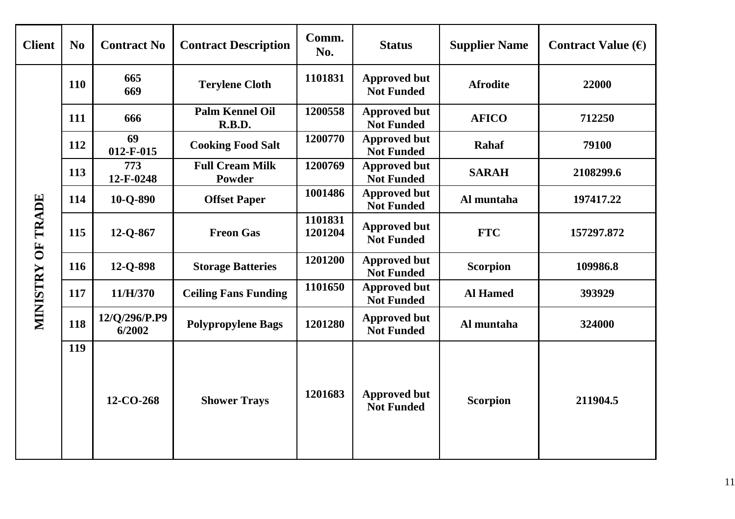| Client | No | Contract No | Contract Description | Comm. No. | Status | Supplier Name | Contract Value (€) |
|---|---|---|---|---|---|---|---|
| MINISTRY OF TRADE | 110 | 665<br>669 | Terylene Cloth | 1101831 | Approved but Not Funded | Afrodite | 22000 |
| | 111 | 666 | Palm Kennel Oil R.B.D. | 1200558 | Approved but Not Funded | AFICO | 712250 |
| | 112 | 69<br>012-F-015 | Cooking Food Salt | 1200770 | Approved but Not Funded | Rahaf | 79100 |
| | 113 | 773<br>12-F-0248 | Full Cream Milk Powder | 1200769 | Approved but Not Funded | SARAH | 2108299.6 |
| | 114 | 10-Q-890 | Offset Paper | 1001486 | Approved but Not Funded | Al muntaha | 197417.22 |
| | 115 | 12-Q-867 | Freon Gas | 1101831<br>1201204 | Approved but Not Funded | FTC | 157297.872 |
| | 116 | 12-Q-898 | Storage Batteries | 1201200 | Approved but Not Funded | Scorpion | 109986.8 |
| | 117 | 11/H/370 | Ceiling Fans Funding | 1101650 | Approved but Not Funded | Al Hamed | 393929 |
| | 118 | 12/Q/296/P.P9<br>6/2002 | Polypropylene Bags | 1201280 | Approved but Not Funded | Al muntaha | 324000 |
| | 119 | 12-CO-268 | Shower Trays | 1201683 | Approved but Not Funded | Scorpion | 211904.5 |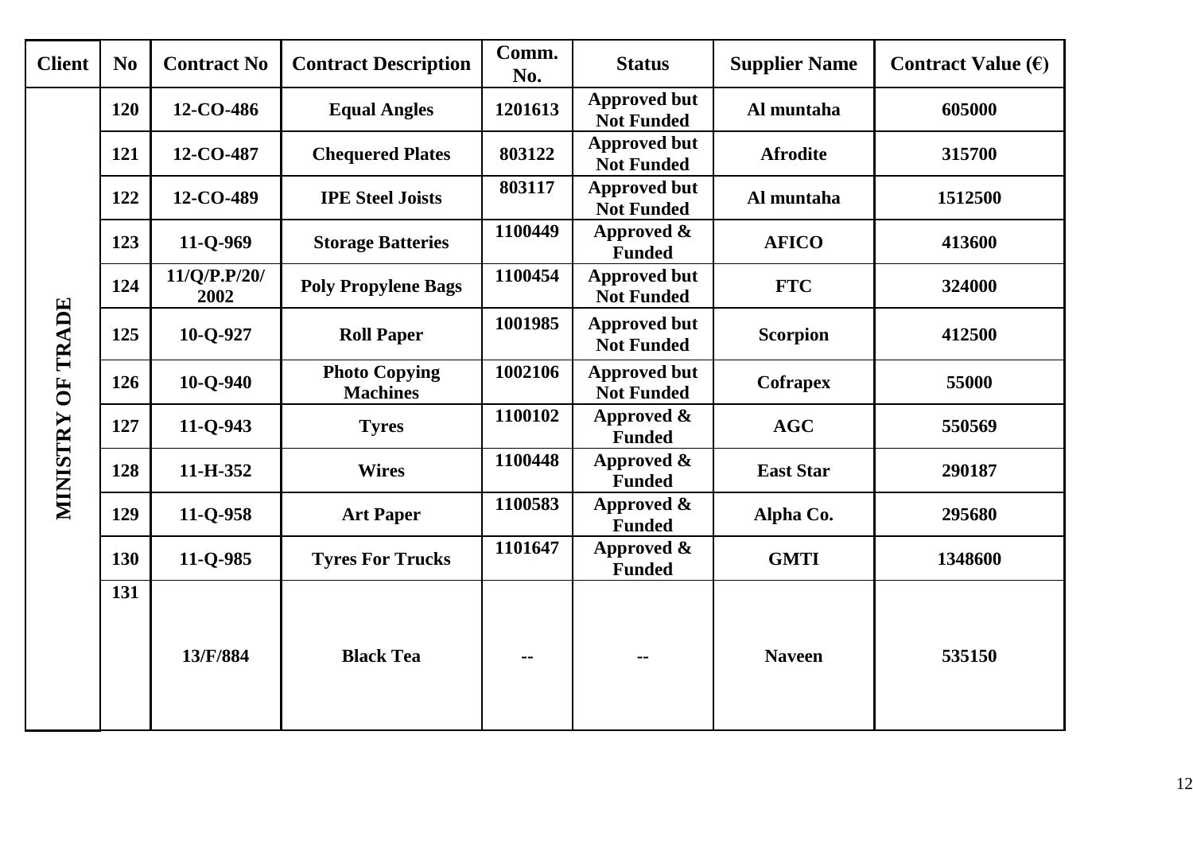| Client | No | Contract No | Contract Description | Comm. No. | Status | Supplier Name | Contract Value (€) |
|---|---|---|---|---|---|---|---|
| MINISTRY OF TRADE | 120 | 12-CO-486 | Equal Angles | 1201613 | Approved but Not Funded | Al muntaha | 605000 |
| | 121 | 12-CO-487 | Chequered Plates | 803122 | Approved but Not Funded | Afrodite | 315700 |
| | 122 | 12-CO-489 | IPE Steel Joists | 803117 | Approved but Not Funded | Al muntaha | 1512500 |
| | 123 | 11-Q-969 | Storage Batteries | 1100449 | Approved & Funded | AFICO | 413600 |
| | 124 | 11/Q/P.P/20/ 2002 | Poly Propylene Bags | 1100454 | Approved but Not Funded | FTC | 324000 |
| | 125 | 10-Q-927 | Roll Paper | 1001985 | Approved but Not Funded | Scorpion | 412500 |
| | 126 | 10-Q-940 | Photo Copying Machines | 1002106 | Approved but Not Funded | Cofrapex | 55000 |
| | 127 | 11-Q-943 | Tyres | 1100102 | Approved & Funded | AGC | 550569 |
| | 128 | 11-H-352 | Wires | 1100448 | Approved & Funded | East Star | 290187 |
| | 129 | 11-Q-958 | Art Paper | 1100583 | Approved & Funded | Alpha Co. | 295680 |
| | 130 | 11-Q-985 | Tyres For Trucks | 1101647 | Approved & Funded | GMTI | 1348600 |
| | 131 | 13/F/884 | Black Tea | -- | -- | Naveen | 535150 |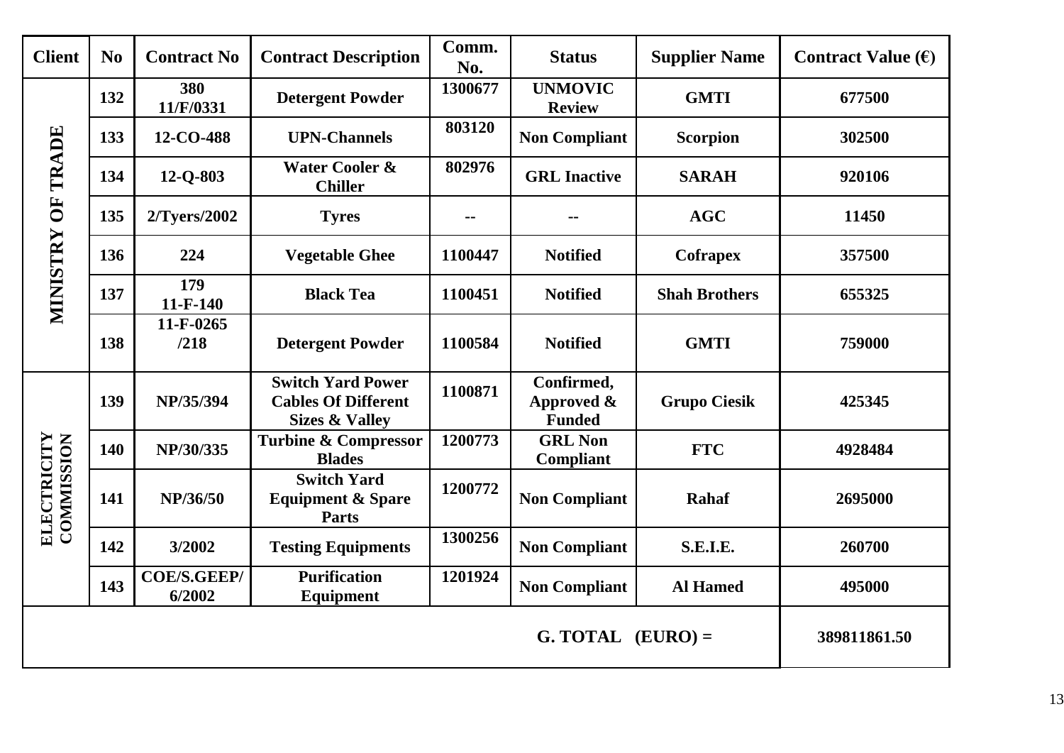| Client | No | Contract No | Contract Description | Comm. No. | Status | Supplier Name | Contract Value (€) |
|---|---|---|---|---|---|---|---|
| MINISTRY OF TRADE | 132 | 380 11/F/0331 | Detergent Powder | 1300677 | UNMOVIC Review | GMTI | 677500 |
| | 133 | 12-CO-488 | UPN-Channels | 803120 | Non Compliant | Scorpion | 302500 |
| | 134 | 12-Q-803 | Water Cooler & Chiller | 802976 | GRL Inactive | SARAH | 920106 |
| | 135 | 2/Tyers/2002 | Tyres | -- | -- | AGC | 11450 |
| | 136 | 224 | Vegetable Ghee | 1100447 | Notified | Cofrapex | 357500 |
| | 137 | 179 11-F-140 | Black Tea | 1100451 | Notified | Shah Brothers | 655325 |
| | 138 | 11-F-0265 /218 | Detergent Powder | 1100584 | Notified | GMTI | 759000 |
| ELECTRICITY COMMISSION | 139 | NP/35/394 | Switch Yard Power Cables Of Different Sizes & Valley | 1100871 | Confirmed, Approved & Funded | Grupo Ciesik | 425345 |
| | 140 | NP/30/335 | Turbine & Compressor Blades | 1200773 | GRL Non Compliant | FTC | 4928484 |
| | 141 | NP/36/50 | Switch Yard Equipment & Spare Parts | 1200772 | Non Compliant | Rahaf | 2695000 |
| | 142 | 3/2002 | Testing Equipments | 1300256 | Non Compliant | S.E.I.E. | 260700 |
| | 143 | COE/S.GEEP/ 6/2002 | Purification Equipment | 1201924 | Non Compliant | Al Hamed | 495000 |
| | | | | | G. TOTAL (EURO) = | | 389811861.50 |